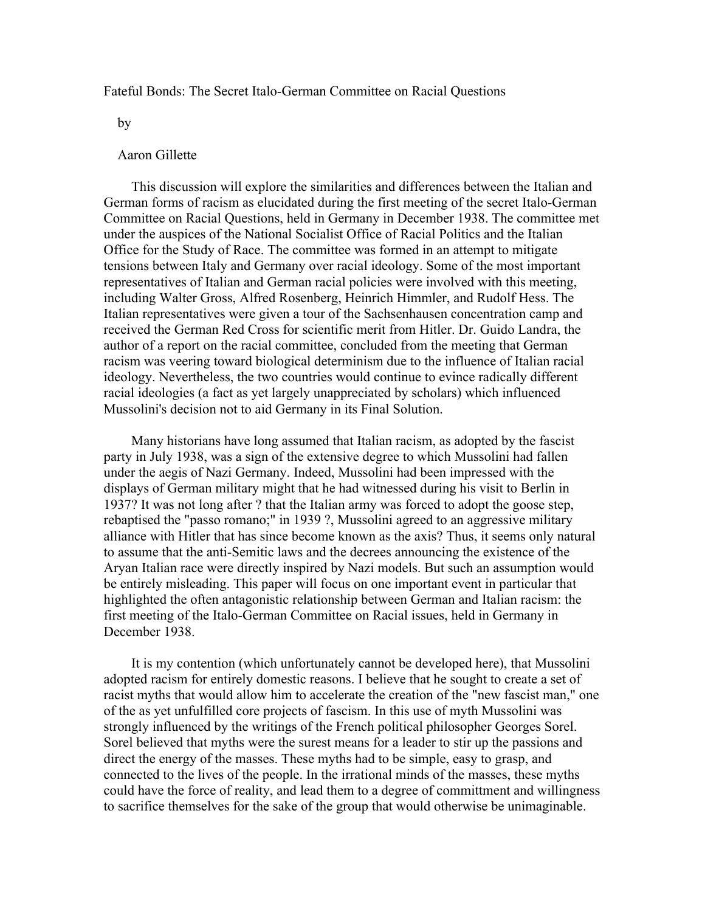# Fateful Bonds: The Secret Italo-German Committee on Racial Questions

by

Aaron Gillette

This discussion will explore the similarities and differences between the Italian and German forms of racism as elucidated during the first meeting of the secret Italo-German Committee on Racial Questions, held in Germany in December 1938. The committee met under the auspices of the National Socialist Office of Racial Politics and the Italian Office for the Study of Race. The committee was formed in an attempt to mitigate tensions between Italy and Germany over racial ideology. Some of the most important representatives of Italian and German racial policies were involved with this meeting, including Walter Gross, Alfred Rosenberg, Heinrich Himmler, and Rudolf Hess. The Italian representatives were given a tour of the Sachsenhausen concentration camp and received the German Red Cross for scientific merit from Hitler. Dr. Guido Landra, the author of a report on the racial committee, concluded from the meeting that German racism was veering toward biological determinism due to the influence of Italian racial ideology. Nevertheless, the two countries would continue to evince radically different racial ideologies (a fact as yet largely unappreciated by scholars) which influenced Mussolini's decision not to aid Germany in its Final Solution.

Many historians have long assumed that Italian racism, as adopted by the fascist party in July 1938, was a sign of the extensive degree to which Mussolini had fallen under the aegis of Nazi Germany. Indeed, Mussolini had been impressed with the displays of German military might that he had witnessed during his visit to Berlin in 1937? It was not long after ? that the Italian army was forced to adopt the goose step, rebaptised the "passo romano;" in 1939 ?, Mussolini agreed to an aggressive military alliance with Hitler that has since become known as the axis? Thus, it seems only natural to assume that the anti-Semitic laws and the decrees announcing the existence of the Aryan Italian race were directly inspired by Nazi models. But such an assumption would be entirely misleading. This paper will focus on one important event in particular that highlighted the often antagonistic relationship between German and Italian racism: the first meeting of the Italo-German Committee on Racial issues, held in Germany in December 1938.

It is my contention (which unfortunately cannot be developed here), that Mussolini adopted racism for entirely domestic reasons. I believe that he sought to create a set of racist myths that would allow him to accelerate the creation of the "new fascist man," one of the as yet unfulfilled core projects of fascism. In this use of myth Mussolini was strongly influenced by the writings of the French political philosopher Georges Sorel. Sorel believed that myths were the surest means for a leader to stir up the passions and direct the energy of the masses. These myths had to be simple, easy to grasp, and connected to the lives of the people. In the irrational minds of the masses, these myths could have the force of reality, and lead them to a degree of committment and willingness to sacrifice themselves for the sake of the group that would otherwise be unimaginable.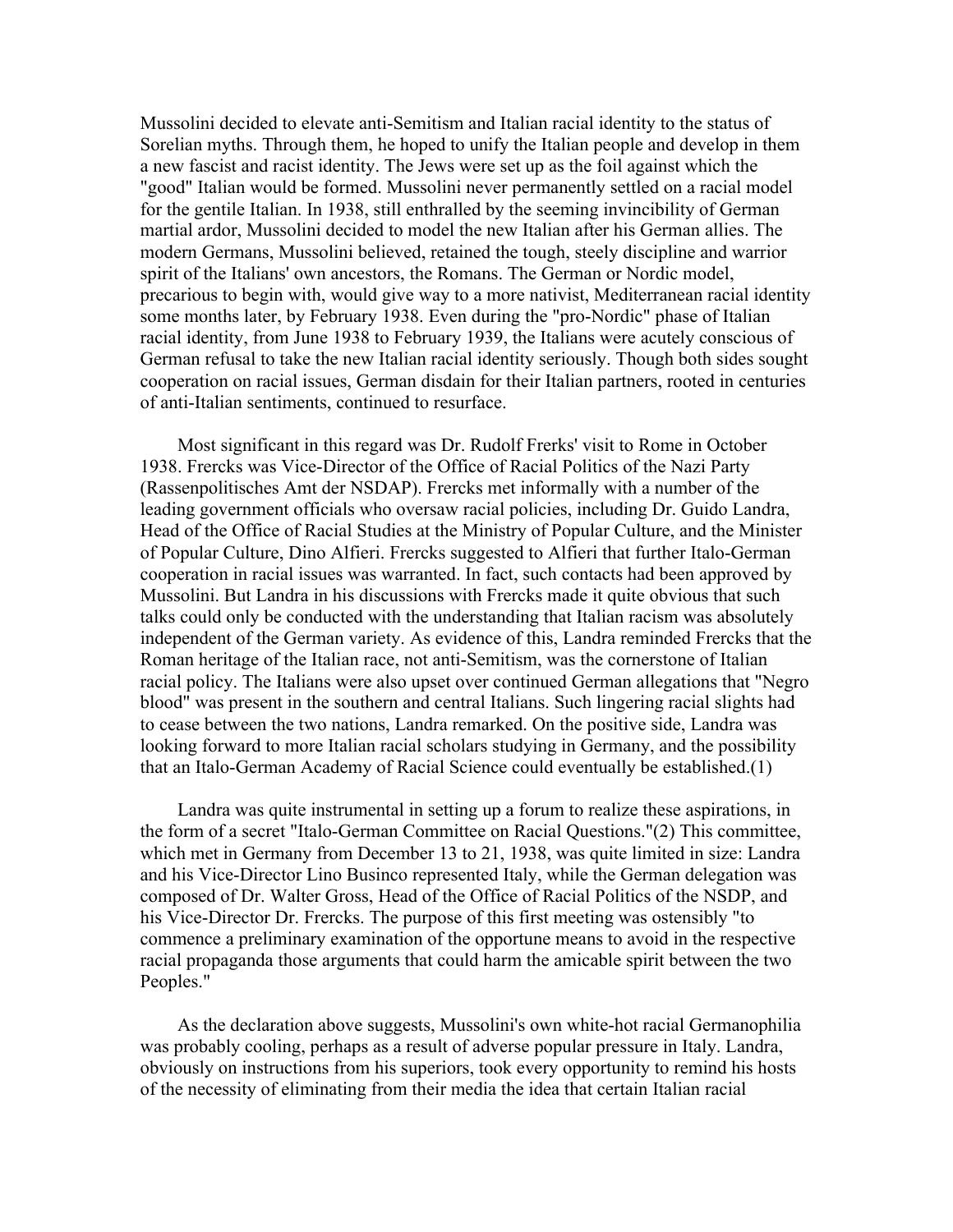Mussolini decided to elevate anti-Semitism and Italian racial identity to the status of Sorelian myths. Through them, he hoped to unify the Italian people and develop in them a new fascist and racist identity. The Jews were set up as the foil against which the "good" Italian would be formed. Mussolini never permanently settled on a racial model for the gentile Italian. In 1938, still enthralled by the seeming invincibility of German martial ardor, Mussolini decided to model the new Italian after his German allies. The modern Germans, Mussolini believed, retained the tough, steely discipline and warrior spirit of the Italians' own ancestors, the Romans. The German or Nordic model, precarious to begin with, would give way to a more nativist, Mediterranean racial identity some months later, by February 1938. Even during the "pro-Nordic" phase of Italian racial identity, from June 1938 to February 1939, the Italians were acutely conscious of German refusal to take the new Italian racial identity seriously. Though both sides sought cooperation on racial issues, German disdain for their Italian partners, rooted in centuries of anti-Italian sentiments, continued to resurface.

Most significant in this regard was Dr. Rudolf Frerks' visit to Rome in October 1938. Frercks was Vice-Director of the Office of Racial Politics of the Nazi Party (Rassenpolitisches Amt der NSDAP). Frercks met informally with a number of the leading government officials who oversaw racial policies, including Dr. Guido Landra, Head of the Office of Racial Studies at the Ministry of Popular Culture, and the Minister of Popular Culture, Dino Alfieri. Frercks suggested to Alfieri that further Italo-German cooperation in racial issues was warranted. In fact, such contacts had been approved by Mussolini. But Landra in his discussions with Frercks made it quite obvious that such talks could only be conducted with the understanding that Italian racism was absolutely independent of the German variety. As evidence of this, Landra reminded Frercks that the Roman heritage of the Italian race, not anti-Semitism, was the cornerstone of Italian racial policy. The Italians were also upset over continued German allegations that "Negro blood" was present in the southern and central Italians. Such lingering racial slights had to cease between the two nations, Landra remarked. On the positive side, Landra was looking forward to more Italian racial scholars studying in Germany, and the possibility that an Italo-German Academy of Racial Science could eventually be established.(1)

Landra was quite instrumental in setting up a forum to realize these aspirations, in the form of a secret "Italo-German Committee on Racial Questions."(2) This committee, which met in Germany from December 13 to 21, 1938, was quite limited in size: Landra and his Vice-Director Lino Businco represented Italy, while the German delegation was composed of Dr. Walter Gross, Head of the Office of Racial Politics of the NSDP, and his Vice-Director Dr. Frercks. The purpose of this first meeting was ostensibly "to commence a preliminary examination of the opportune means to avoid in the respective racial propaganda those arguments that could harm the amicable spirit between the two Peoples."

As the declaration above suggests, Mussolini's own white-hot racial Germanophilia was probably cooling, perhaps as a result of adverse popular pressure in Italy. Landra, obviously on instructions from his superiors, took every opportunity to remind his hosts of the necessity of eliminating from their media the idea that certain Italian racial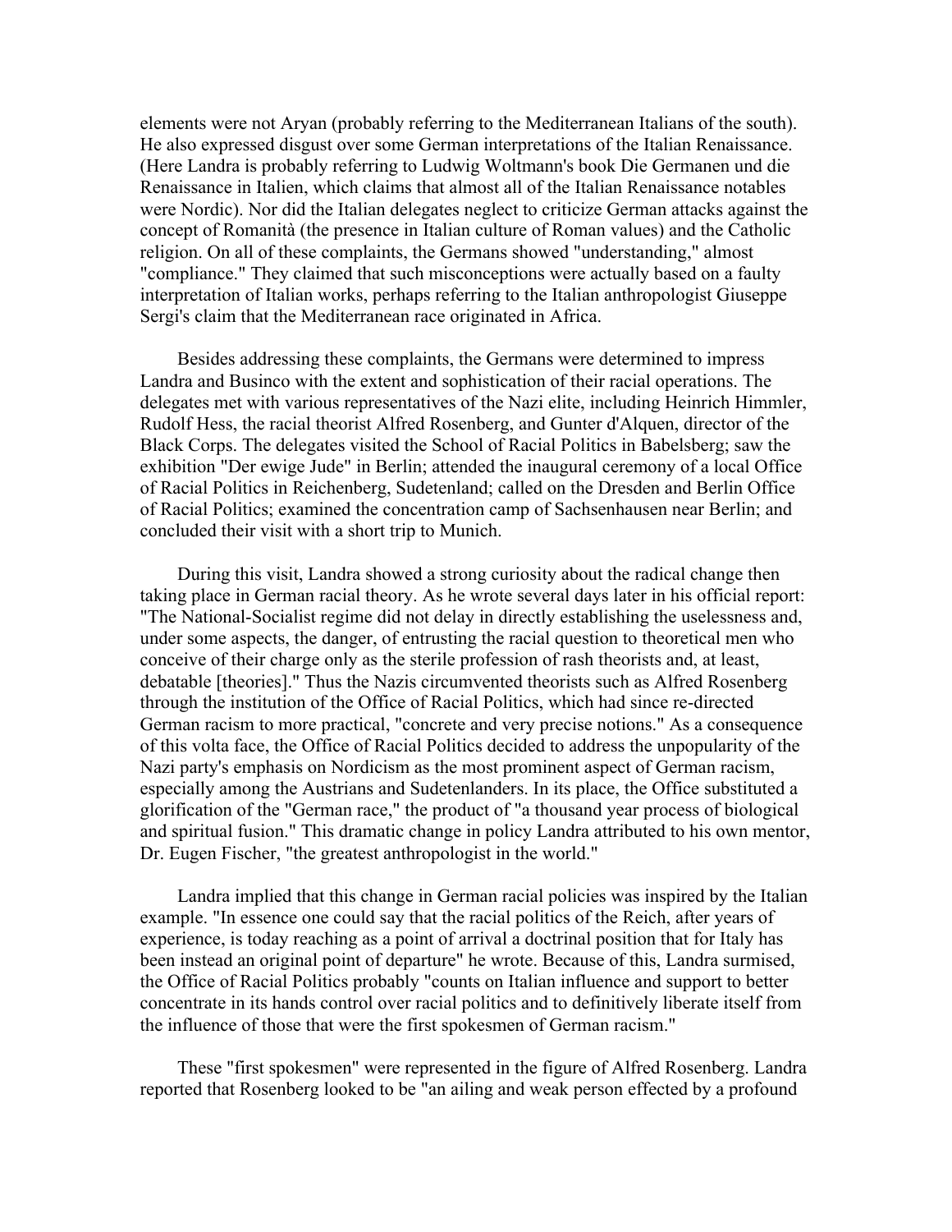elements were not Aryan (probably referring to the Mediterranean Italians of the south). He also expressed disgust over some German interpretations of the Italian Renaissance. (Here Landra is probably referring to Ludwig Woltmann's book Die Germanen und die Renaissance in Italien, which claims that almost all of the Italian Renaissance notables were Nordic). Nor did the Italian delegates neglect to criticize German attacks against the concept of Romanità (the presence in Italian culture of Roman values) and the Catholic religion. On all of these complaints, the Germans showed "understanding," almost "compliance." They claimed that such misconceptions were actually based on a faulty interpretation of Italian works, perhaps referring to the Italian anthropologist Giuseppe Sergi's claim that the Mediterranean race originated in Africa.

Besides addressing these complaints, the Germans were determined to impress Landra and Businco with the extent and sophistication of their racial operations. The delegates met with various representatives of the Nazi elite, including Heinrich Himmler, Rudolf Hess, the racial theorist Alfred Rosenberg, and Gunter d'Alquen, director of the Black Corps. The delegates visited the School of Racial Politics in Babelsberg; saw the exhibition "Der ewige Jude" in Berlin; attended the inaugural ceremony of a local Office of Racial Politics in Reichenberg, Sudetenland; called on the Dresden and Berlin Office of Racial Politics; examined the concentration camp of Sachsenhausen near Berlin; and concluded their visit with a short trip to Munich.

During this visit, Landra showed a strong curiosity about the radical change then taking place in German racial theory. As he wrote several days later in his official report: "The National-Socialist regime did not delay in directly establishing the uselessness and, under some aspects, the danger, of entrusting the racial question to theoretical men who conceive of their charge only as the sterile profession of rash theorists and, at least, debatable [theories]." Thus the Nazis circumvented theorists such as Alfred Rosenberg through the institution of the Office of Racial Politics, which had since re-directed German racism to more practical, "concrete and very precise notions." As a consequence of this volta face, the Office of Racial Politics decided to address the unpopularity of the Nazi party's emphasis on Nordicism as the most prominent aspect of German racism, especially among the Austrians and Sudetenlanders. In its place, the Office substituted a glorification of the "German race," the product of "a thousand year process of biological and spiritual fusion." This dramatic change in policy Landra attributed to his own mentor, Dr. Eugen Fischer, "the greatest anthropologist in the world."

Landra implied that this change in German racial policies was inspired by the Italian example. "In essence one could say that the racial politics of the Reich, after years of experience, is today reaching as a point of arrival a doctrinal position that for Italy has been instead an original point of departure" he wrote. Because of this, Landra surmised, the Office of Racial Politics probably "counts on Italian influence and support to better concentrate in its hands control over racial politics and to definitively liberate itself from the influence of those that were the first spokesmen of German racism."

These "first spokesmen" were represented in the figure of Alfred Rosenberg. Landra reported that Rosenberg looked to be "an ailing and weak person effected by a profound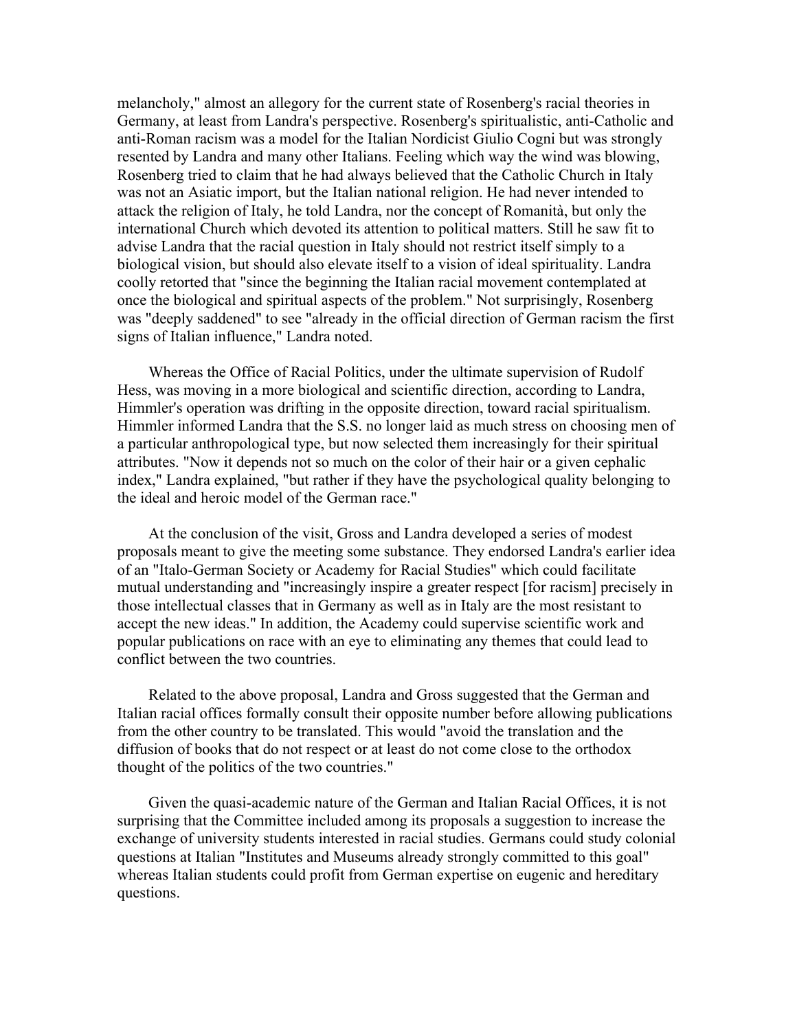melancholy," almost an allegory for the current state of Rosenberg's racial theories in Germany, at least from Landra's perspective. Rosenberg's spiritualistic, anti-Catholic and anti-Roman racism was a model for the Italian Nordicist Giulio Cogni but was strongly resented by Landra and many other Italians. Feeling which way the wind was blowing, Rosenberg tried to claim that he had always believed that the Catholic Church in Italy was not an Asiatic import, but the Italian national religion. He had never intended to attack the religion of Italy, he told Landra, nor the concept of Romanità, but only the international Church which devoted its attention to political matters. Still he saw fit to advise Landra that the racial question in Italy should not restrict itself simply to a biological vision, but should also elevate itself to a vision of ideal spirituality. Landra coolly retorted that "since the beginning the Italian racial movement contemplated at once the biological and spiritual aspects of the problem." Not surprisingly, Rosenberg was "deeply saddened" to see "already in the official direction of German racism the first signs of Italian influence," Landra noted.

Whereas the Office of Racial Politics, under the ultimate supervision of Rudolf Hess, was moving in a more biological and scientific direction, according to Landra, Himmler's operation was drifting in the opposite direction, toward racial spiritualism. Himmler informed Landra that the S.S. no longer laid as much stress on choosing men of a particular anthropological type, but now selected them increasingly for their spiritual attributes. "Now it depends not so much on the color of their hair or a given cephalic index," Landra explained, "but rather if they have the psychological quality belonging to the ideal and heroic model of the German race."

At the conclusion of the visit, Gross and Landra developed a series of modest proposals meant to give the meeting some substance. They endorsed Landra's earlier idea of an "Italo-German Society or Academy for Racial Studies" which could facilitate mutual understanding and "increasingly inspire a greater respect [for racism] precisely in those intellectual classes that in Germany as well as in Italy are the most resistant to accept the new ideas." In addition, the Academy could supervise scientific work and popular publications on race with an eye to eliminating any themes that could lead to conflict between the two countries.

Related to the above proposal, Landra and Gross suggested that the German and Italian racial offices formally consult their opposite number before allowing publications from the other country to be translated. This would "avoid the translation and the diffusion of books that do not respect or at least do not come close to the orthodox thought of the politics of the two countries."

Given the quasi-academic nature of the German and Italian Racial Offices, it is not surprising that the Committee included among its proposals a suggestion to increase the exchange of university students interested in racial studies. Germans could study colonial questions at Italian "Institutes and Museums already strongly committed to this goal" whereas Italian students could profit from German expertise on eugenic and hereditary questions.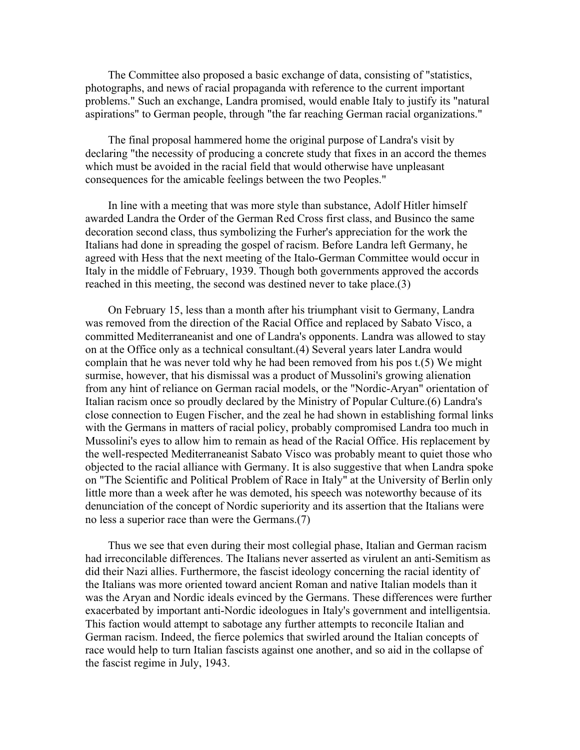The Committee also proposed a basic exchange of data, consisting of "statistics, photographs, and news of racial propaganda with reference to the current important problems." Such an exchange, Landra promised, would enable Italy to justify its "natural aspirations" to German people, through "the far reaching German racial organizations."

The final proposal hammered home the original purpose of Landra's visit by declaring "the necessity of producing a concrete study that fixes in an accord the themes which must be avoided in the racial field that would otherwise have unpleasant consequences for the amicable feelings between the two Peoples."

In line with a meeting that was more style than substance, Adolf Hitler himself awarded Landra the Order of the German Red Cross first class, and Businco the same decoration second class, thus symbolizing the Furher's appreciation for the work the Italians had done in spreading the gospel of racism. Before Landra left Germany, he agreed with Hess that the next meeting of the Italo-German Committee would occur in Italy in the middle of February, 1939. Though both governments approved the accords reached in this meeting, the second was destined never to take place.(3)

On February 15, less than a month after his triumphant visit to Germany, Landra was removed from the direction of the Racial Office and replaced by Sabato Visco, a committed Mediterraneanist and one of Landra's opponents. Landra was allowed to stay on at the Office only as a technical consultant.(4) Several years later Landra would complain that he was never told why he had been removed from his pos t.(5) We might surmise, however, that his dismissal was a product of Mussolini's growing alienation from any hint of reliance on German racial models, or the "Nordic-Aryan" orientation of Italian racism once so proudly declared by the Ministry of Popular Culture.(6) Landra's close connection to Eugen Fischer, and the zeal he had shown in establishing formal links with the Germans in matters of racial policy, probably compromised Landra too much in Mussolini's eyes to allow him to remain as head of the Racial Office. His replacement by the well-respected Mediterraneanist Sabato Visco was probably meant to quiet those who objected to the racial alliance with Germany. It is also suggestive that when Landra spoke on "The Scientific and Political Problem of Race in Italy" at the University of Berlin only little more than a week after he was demoted, his speech was noteworthy because of its denunciation of the concept of Nordic superiority and its assertion that the Italians were no less a superior race than were the Germans.(7)

Thus we see that even during their most collegial phase, Italian and German racism had irreconcilable differences. The Italians never asserted as virulent an anti-Semitism as did their Nazi allies. Furthermore, the fascist ideology concerning the racial identity of the Italians was more oriented toward ancient Roman and native Italian models than it was the Aryan and Nordic ideals evinced by the Germans. These differences were further exacerbated by important anti-Nordic ideologues in Italy's government and intelligentsia. This faction would attempt to sabotage any further attempts to reconcile Italian and German racism. Indeed, the fierce polemics that swirled around the Italian concepts of race would help to turn Italian fascists against one another, and so aid in the collapse of the fascist regime in July, 1943.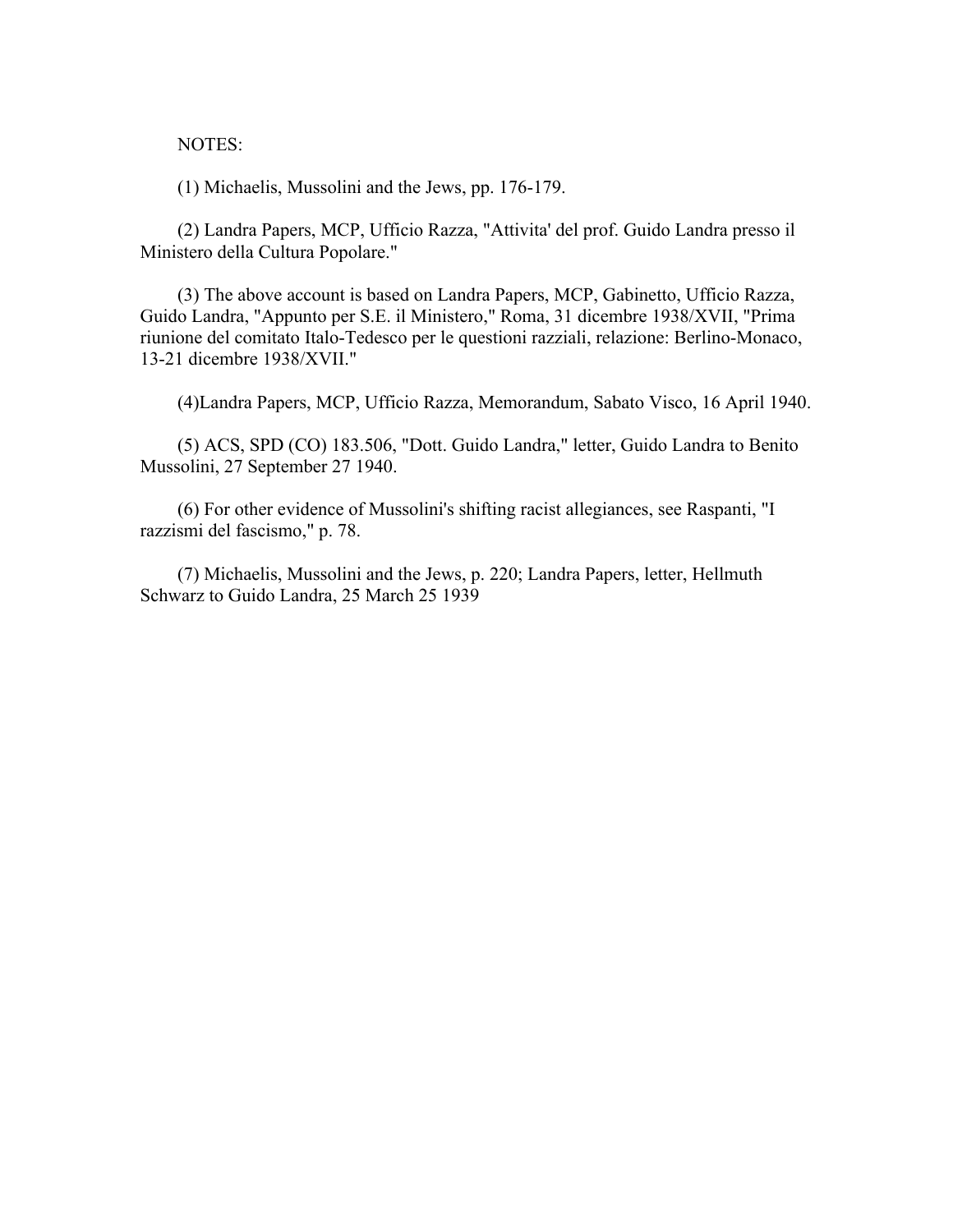NOTES:

(1) Michaelis, Mussolini and the Jews, pp. 176-179.

(2) Landra Papers, MCP, Ufficio Razza, "Attivita' del prof. Guido Landra presso il Ministero della Cultura Popolare."

(3) The above account is based on Landra Papers, MCP, Gabinetto, Ufficio Razza, Guido Landra, "Appunto per S.E. il Ministero," Roma, 31 dicembre 1938/XVII, "Prima riunione del comitato Italo-Tedesco per le questioni razziali, relazione: Berlino-Monaco, 13-21 dicembre 1938/XVII."

(4)Landra Papers, MCP, Ufficio Razza, Memorandum, Sabato Visco, 16 April 1940.

(5) ACS, SPD (CO) 183.506, "Dott. Guido Landra," letter, Guido Landra to Benito Mussolini, 27 September 27 1940.

(6) For other evidence of Mussolini's shifting racist allegiances, see Raspanti, "I razzismi del fascismo," p. 78.

(7) Michaelis, Mussolini and the Jews, p. 220; Landra Papers, letter, Hellmuth Schwarz to Guido Landra, 25 March 25 1939